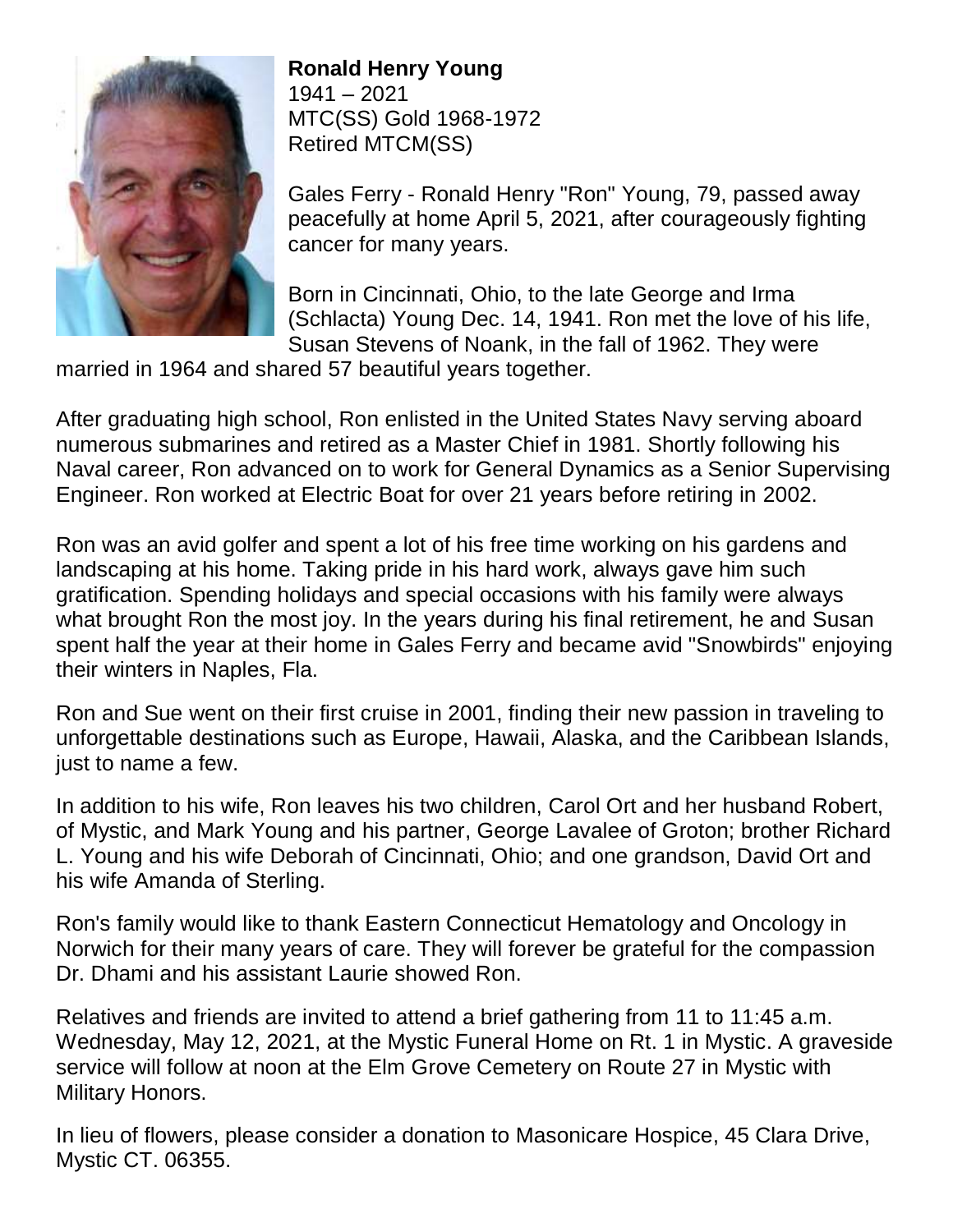**Ronald Henry Young**
1941 – 2021
MTC(SS) Gold 1968-1972
Retired MTCM(SS)

Gales Ferry - Ronald Henry "Ron" Young, 79, passed away peacefully at home April 5, 2021, after courageously fighting cancer for many years.

Born in Cincinnati, Ohio, to the late George and Irma (Schlacta) Young Dec. 14, 1941. Ron met the love of his life, Susan Stevens of Noank, in the fall of 1962. They were married in 1964 and shared 57 beautiful years together.

After graduating high school, Ron enlisted in the United States Navy serving aboard numerous submarines and retired as a Master Chief in 1981. Shortly following his Naval career, Ron advanced on to work for General Dynamics as a Senior Supervising Engineer. Ron worked at Electric Boat for over 21 years before retiring in 2002.

Ron was an avid golfer and spent a lot of his free time working on his gardens and landscaping at his home. Taking pride in his hard work, always gave him such gratification. Spending holidays and special occasions with his family were always what brought Ron the most joy. In the years during his final retirement, he and Susan spent half the year at their home in Gales Ferry and became avid "Snowbirds" enjoying their winters in Naples, Fla.

Ron and Sue went on their first cruise in 2001, finding their new passion in traveling to unforgettable destinations such as Europe, Hawaii, Alaska, and the Caribbean Islands, just to name a few.

In addition to his wife, Ron leaves his two children, Carol Ort and her husband Robert, of Mystic, and Mark Young and his partner, George Lavalee of Groton; brother Richard L. Young and his wife Deborah of Cincinnati, Ohio; and one grandson, David Ort and his wife Amanda of Sterling.

Ron's family would like to thank Eastern Connecticut Hematology and Oncology in Norwich for their many years of care. They will forever be grateful for the compassion Dr. Dhami and his assistant Laurie showed Ron.

Relatives and friends are invited to attend a brief gathering from 11 to 11:45 a.m. Wednesday, May 12, 2021, at the Mystic Funeral Home on Rt. 1 in Mystic. A graveside service will follow at noon at the Elm Grove Cemetery on Route 27 in Mystic with Military Honors.

In lieu of flowers, please consider a donation to Masonicare Hospice, 45 Clara Drive, Mystic CT. 06355.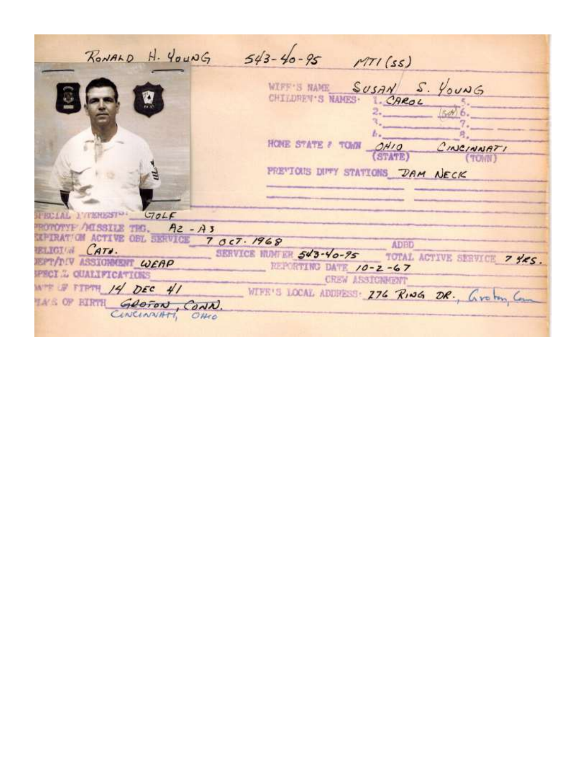RONALD H. YOUNG 543-40-95 MT1 (SS)

WIFE'S NAME SUSAN S. YOUNG

CHILDREN'S NAMES:
1. CAROL
2. (SON)
3.
4.
5.
6.
7.
8.

HOME STATE & TOWN OHIO (STATE) CINCINNATI (TOWN)

PREVIOUS DUTY STATIONS DAM NECK

SPECIAL INTERESTS: GOLF

PROTOTYPE/MISSILE TRG. A2 - A3

EXPIRATION ACTIVE OBL SERVICE 7 OCT. 1968

ADBD

RELIGION CATH.

SERVICE NUMBER 543-40-95

TOTAL ACTIVE SERVICE 7 YRS.

DEPT/DIV ASSIGNMENT WEAP

REPORTING DATE 10-2-67

SPECIAL QUALIFICATIONS

CREW ASSIGNMENT

DATE OF BIRTH 14 DEC 41

WIFE'S LOCAL ADDRESS: 276 RING DR., Groton, Conn

PLACE OF BIRTH GROTON, CONN.
CINCINNATI, OHIO